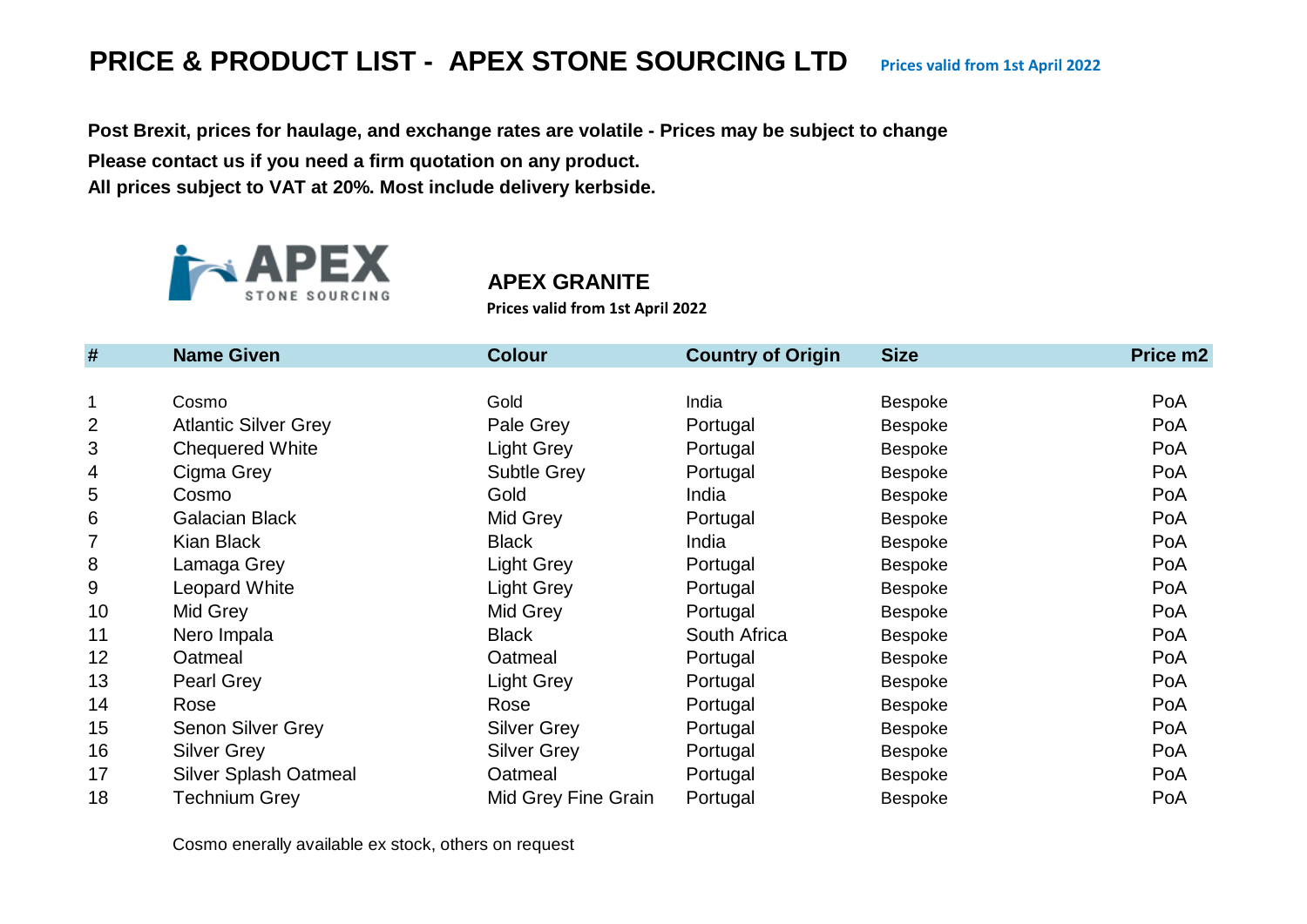# PRICE & PRODUCT LIST - APEX STONE SOURCING LTD

Prices valid from 1st April 2022

**Post Brexit, prices for haulage, and exchange rates are volatile - Prices may be subject to change**

**Please contact us if you need a firm quotation on any product.**

**All prices subject to VAT at 20%. Most include delivery kerbside.**

## APEX GRANITE

**Prices valid from 1st April 2022**

| # | Name Given | Colour | Country of Origin | Size | Price m2 |
|---|---|---|---|---|---|
| 1 | Cosmo | Gold | India | Bespoke | PoA |
| 2 | Atlantic Silver Grey | Pale Grey | Portugal | Bespoke | PoA |
| 3 | Chequered White | Light Grey | Portugal | Bespoke | PoA |
| 4 | Cigma Grey | Subtle Grey | Portugal | Bespoke | PoA |
| 5 | Cosmo | Gold | India | Bespoke | PoA |
| 6 | Galacian Black | Mid Grey | Portugal | Bespoke | PoA |
| 7 | Kian Black | Black | India | Bespoke | PoA |
| 8 | Lamaga Grey | Light Grey | Portugal | Bespoke | PoA |
| 9 | Leopard White | Light Grey | Portugal | Bespoke | PoA |
| 10 | Mid Grey | Mid Grey | Portugal | Bespoke | PoA |
| 11 | Nero Impala | Black | South Africa | Bespoke | PoA |
| 12 | Oatmeal | Oatmeal | Portugal | Bespoke | PoA |
| 13 | Pearl Grey | Light Grey | Portugal | Bespoke | PoA |
| 14 | Rose | Rose | Portugal | Bespoke | PoA |
| 15 | Senon Silver Grey | Silver Grey | Portugal | Bespoke | PoA |
| 16 | Silver Grey | Silver Grey | Portugal | Bespoke | PoA |
| 17 | Silver Splash Oatmeal | Oatmeal | Portugal | Bespoke | PoA |
| 18 | Technium Grey | Mid Grey Fine Grain | Portugal | Bespoke | PoA |

Cosmo enerally available ex stock, others on request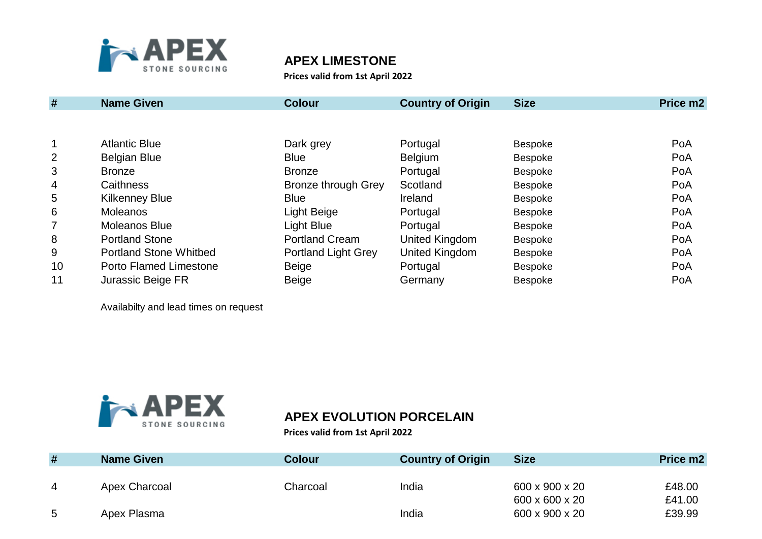# APEX LIMESTONE

**Prices valid from 1st April 2022**

| # | Name Given | Colour | Country of Origin | Size | Price m2 |
|---|---|---|---|---|---|
| 1 | Atlantic Blue | Dark grey | Portugal | Bespoke | PoA |
| 2 | Belgian Blue | Blue | Belgium | Bespoke | PoA |
| 3 | Bronze | Bronze | Portugal | Bespoke | PoA |
| 4 | Caithness | Bronze through Grey | Scotland | Bespoke | PoA |
| 5 | Kilkenney Blue | Blue | Ireland | Bespoke | PoA |
| 6 | Moleanos | Light Beige | Portugal | Bespoke | PoA |
| 7 | Moleanos Blue | Light Blue | Portugal | Bespoke | PoA |
| 8 | Portland Stone | Portland Cream | United Kingdom | Bespoke | PoA |
| 9 | Portland Stone Whitbed | Portland Light Grey | United Kingdom | Bespoke | PoA |
| 10 | Porto Flamed Limestone | Beige | Portugal | Bespoke | PoA |
| 11 | Jurassic Beige FR | Beige | Germany | Bespoke | PoA |

Availabilty and lead times on request

# APEX EVOLUTION PORCELAIN

**Prices valid from 1st April 2022**

| # | Name Given | Colour | Country of Origin | Size | Price m2 |
|---|---|---|---|---|---|
| 4 | Apex Charcoal | Charcoal | India | 600 x 900 x 20 | £48.00 |
| | | | | 600 x 600 x 20 | £41.00 |
| 5 | Apex Plasma | | India | 600 x 900 x 20 | £39.99 |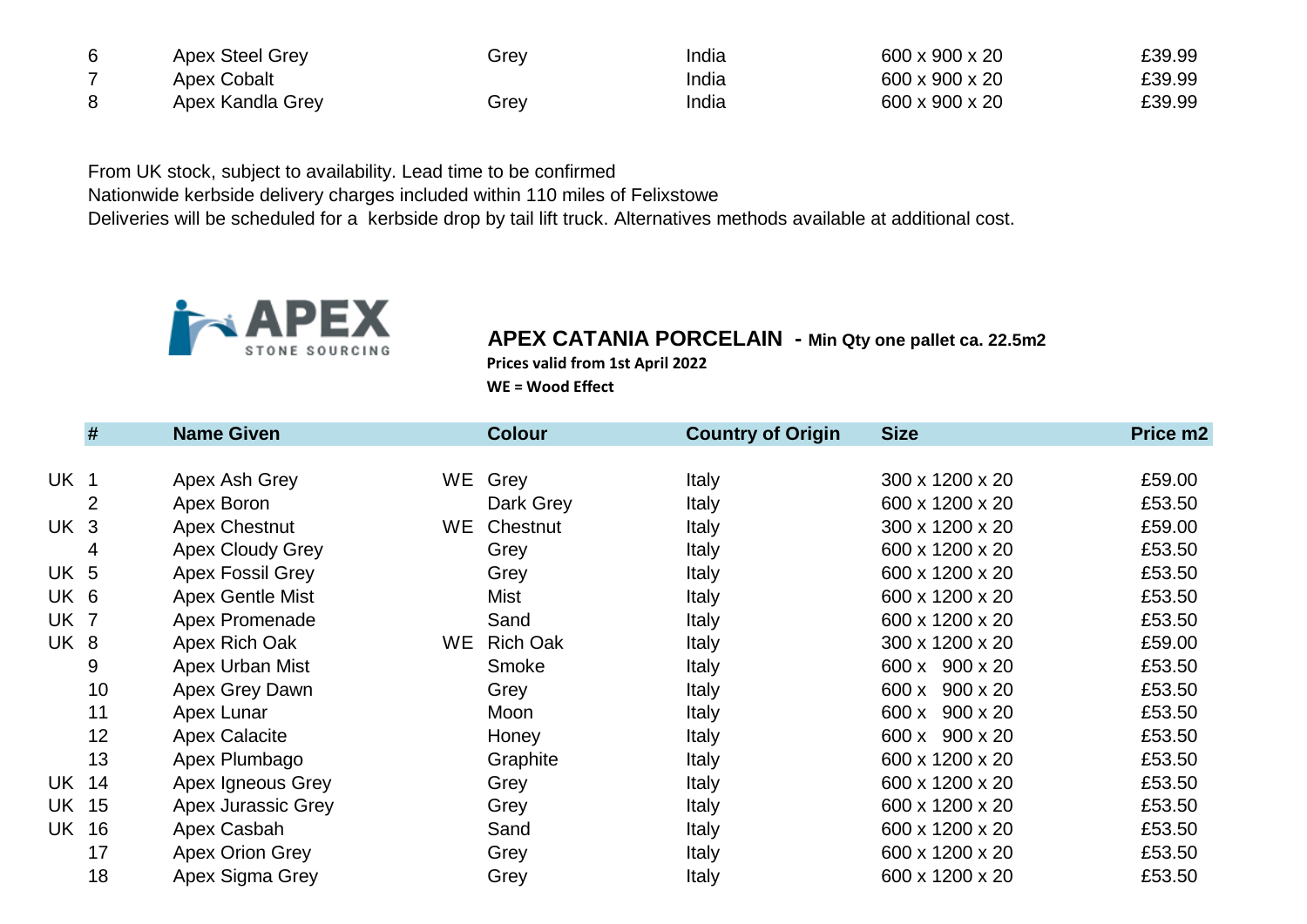| # | Name Given | Colour | Country of Origin | Size | Price m2 |
|---|---|---|---|---|---|
| 6 | Apex Steel Grey | Grey | India | 600 x 900 x 20 | £39.99 |
| 7 | Apex Cobalt | | India | 600 x 900 x 20 | £39.99 |
| 8 | Apex Kandla Grey | Grey | India | 600 x 900 x 20 | £39.99 |

From UK stock, subject to availability. Lead time to be confirmed
Nationwide kerbside delivery charges included within 110 miles of Felixstowe
Deliveries will be scheduled for a kerbside drop by tail lift truck. Alternatives methods available at additional cost.

APEX STONE SOURCING

## APEX CATANIA PORCELAIN - Min Qty one pallet ca. 22.5m2

**Prices valid from 1st April 2022**

**WE = Wood Effect**

| | # | Name Given | | Colour | Country of Origin | Size | Price m2 |
|---|---|---|---|---|---|---|---|
| UK | 1 | Apex Ash Grey | WE | Grey | Italy | 300 x 1200 x 20 | £59.00 |
| | 2 | Apex Boron | | Dark Grey | Italy | 600 x 1200 x 20 | £53.50 |
| UK | 3 | Apex Chestnut | WE | Chestnut | Italy | 300 x 1200 x 20 | £59.00 |
| | 4 | Apex Cloudy Grey | | Grey | Italy | 600 x 1200 x 20 | £53.50 |
| UK | 5 | Apex Fossil Grey | | Grey | Italy | 600 x 1200 x 20 | £53.50 |
| UK | 6 | Apex Gentle Mist | | Mist | Italy | 600 x 1200 x 20 | £53.50 |
| UK | 7 | Apex Promenade | | Sand | Italy | 600 x 1200 x 20 | £53.50 |
| UK | 8 | Apex Rich Oak | WE | Rich Oak | Italy | 300 x 1200 x 20 | £59.00 |
| | 9 | Apex Urban Mist | | Smoke | Italy | 600 x 900 x 20 | £53.50 |
| | 10 | Apex Grey Dawn | | Grey | Italy | 600 x 900 x 20 | £53.50 |
| | 11 | Apex Lunar | | Moon | Italy | 600 x 900 x 20 | £53.50 |
| | 12 | Apex Calacite | | Honey | Italy | 600 x 900 x 20 | £53.50 |
| | 13 | Apex Plumbago | | Graphite | Italy | 600 x 1200 x 20 | £53.50 |
| UK | 14 | Apex Igneous Grey | | Grey | Italy | 600 x 1200 x 20 | £53.50 |
| UK | 15 | Apex Jurassic Grey | | Grey | Italy | 600 x 1200 x 20 | £53.50 |
| UK | 16 | Apex Casbah | | Sand | Italy | 600 x 1200 x 20 | £53.50 |
| | 17 | Apex Orion Grey | | Grey | Italy | 600 x 1200 x 20 | £53.50 |
| | 18 | Apex Sigma Grey | | Grey | Italy | 600 x 1200 x 20 | £53.50 |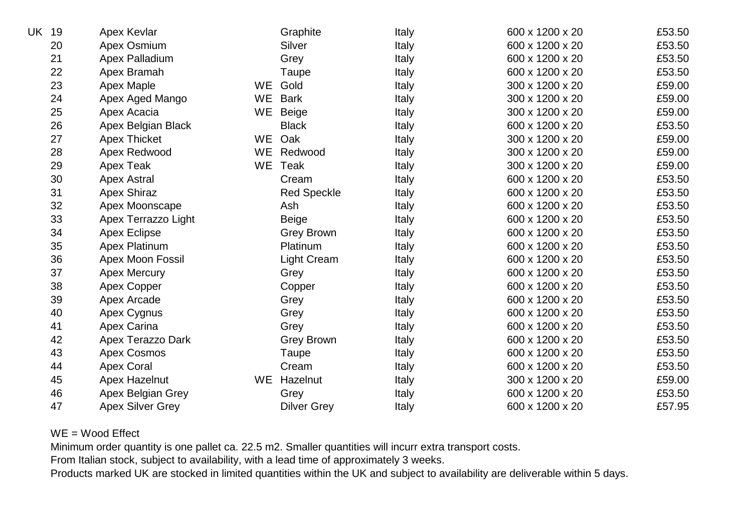| | | | | | | | |
|---|---|---|---|---|---|---|---|
| UK | 19 | Apex Kevlar | | Graphite | Italy | 600 x 1200 x 20 | £53.50 |
| | 20 | Apex Osmium | | Silver | Italy | 600 x 1200 x 20 | £53.50 |
| | 21 | Apex Palladium | | Grey | Italy | 600 x 1200 x 20 | £53.50 |
| | 22 | Apex Bramah | | Taupe | Italy | 600 x 1200 x 20 | £53.50 |
| | 23 | Apex Maple | WE | Gold | Italy | 300 x 1200 x 20 | £59.00 |
| | 24 | Apex Aged Mango | WE | Bark | Italy | 300 x 1200 x 20 | £59.00 |
| | 25 | Apex Acacia | WE | Beige | Italy | 300 x 1200 x 20 | £59.00 |
| | 26 | Apex Belgian Black | | Black | Italy | 600 x 1200 x 20 | £53.50 |
| | 27 | Apex Thicket | WE | Oak | Italy | 300 x 1200 x 20 | £59.00 |
| | 28 | Apex Redwood | WE | Redwood | Italy | 300 x 1200 x 20 | £59.00 |
| | 29 | Apex Teak | WE | Teak | Italy | 300 x 1200 x 20 | £59.00 |
| | 30 | Apex Astral | | Cream | Italy | 600 x 1200 x 20 | £53.50 |
| | 31 | Apex Shiraz | | Red Speckle | Italy | 600 x 1200 x 20 | £53.50 |
| | 32 | Apex Moonscape | | Ash | Italy | 600 x 1200 x 20 | £53.50 |
| | 33 | Apex Terrazzo Light | | Beige | Italy | 600 x 1200 x 20 | £53.50 |
| | 34 | Apex Eclipse | | Grey Brown | Italy | 600 x 1200 x 20 | £53.50 |
| | 35 | Apex Platinum | | Platinum | Italy | 600 x 1200 x 20 | £53.50 |
| | 36 | Apex Moon Fossil | | Light Cream | Italy | 600 x 1200 x 20 | £53.50 |
| | 37 | Apex Mercury | | Grey | Italy | 600 x 1200 x 20 | £53.50 |
| | 38 | Apex Copper | | Copper | Italy | 600 x 1200 x 20 | £53.50 |
| | 39 | Apex Arcade | | Grey | Italy | 600 x 1200 x 20 | £53.50 |
| | 40 | Apex Cygnus | | Grey | Italy | 600 x 1200 x 20 | £53.50 |
| | 41 | Apex Carina | | Grey | Italy | 600 x 1200 x 20 | £53.50 |
| | 42 | Apex Terazzo Dark | | Grey Brown | Italy | 600 x 1200 x 20 | £53.50 |
| | 43 | Apex Cosmos | | Taupe | Italy | 600 x 1200 x 20 | £53.50 |
| | 44 | Apex Coral | | Cream | Italy | 600 x 1200 x 20 | £53.50 |
| | 45 | Apex Hazelnut | WE | Hazelnut | Italy | 300 x 1200 x 20 | £59.00 |
| | 46 | Apex Belgian Grey | | Grey | Italy | 600 x 1200 x 20 | £53.50 |
| | 47 | Apex Silver Grey | | Dilver Grey | Italy | 600 x 1200 x 20 | £57.95 |

WE = Wood Effect

Minimum order quantity is one pallet ca. 22.5 m2. Smaller quantities will incurr extra transport costs.

From Italian stock, subject to availability, with a lead time of approximately 3 weeks.

Products marked UK are stocked in limited quantities within the UK and subject to availability are deliverable within 5 days.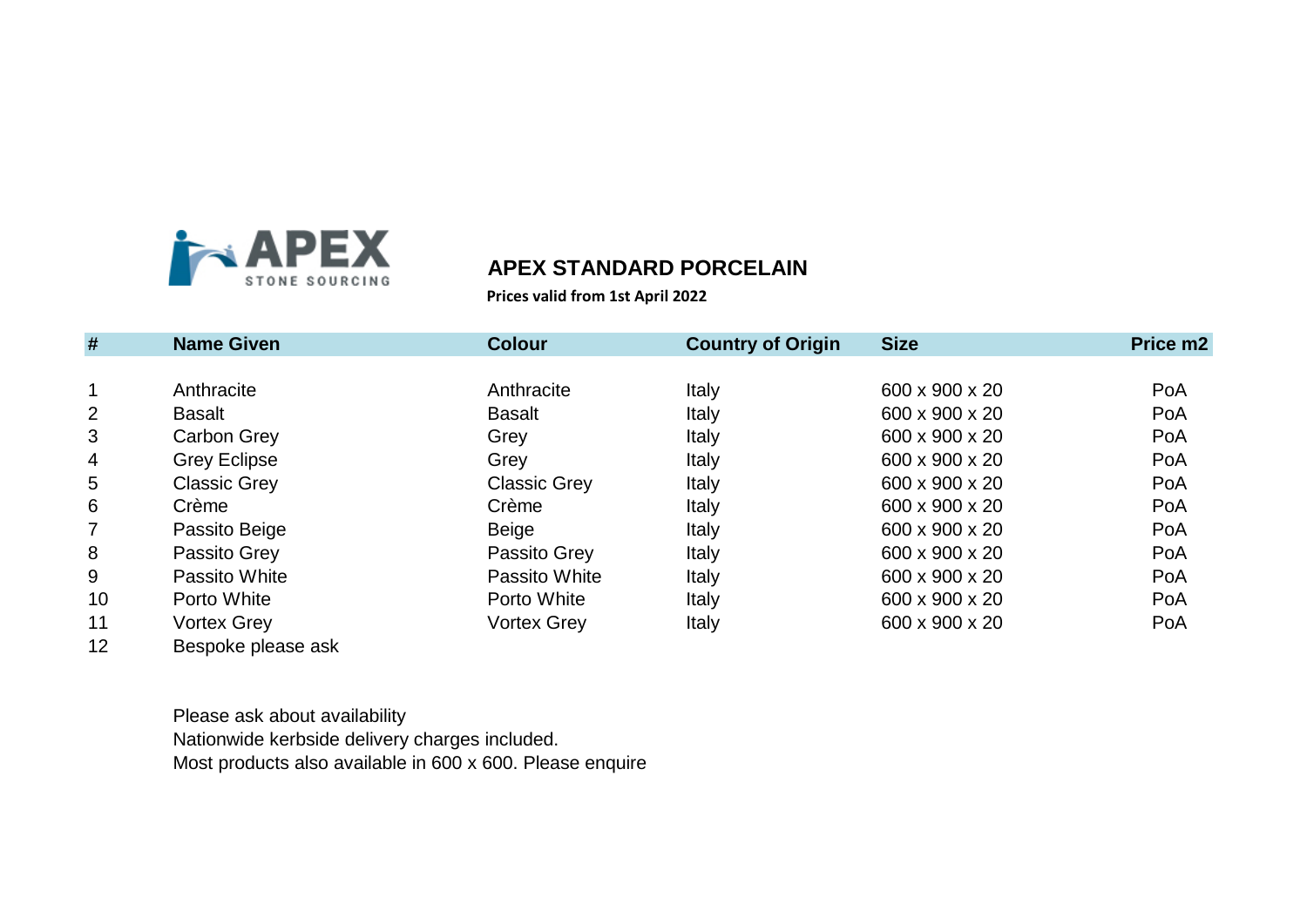APEX STONE SOURCING

# APEX STANDARD PORCELAIN

**Prices valid from 1st April 2022**

| # | Name Given | Colour | Country of Origin | Size | Price m2 |
|---|---|---|---|---|---|
| 1 | Anthracite | Anthracite | Italy | 600 x 900 x 20 | PoA |
| 2 | Basalt | Basalt | Italy | 600 x 900 x 20 | PoA |
| 3 | Carbon Grey | Grey | Italy | 600 x 900 x 20 | PoA |
| 4 | Grey Eclipse | Grey | Italy | 600 x 900 x 20 | PoA |
| 5 | Classic Grey | Classic Grey | Italy | 600 x 900 x 20 | PoA |
| 6 | Crème | Crème | Italy | 600 x 900 x 20 | PoA |
| 7 | Passito Beige | Beige | Italy | 600 x 900 x 20 | PoA |
| 8 | Passito Grey | Passito Grey | Italy | 600 x 900 x 20 | PoA |
| 9 | Passito White | Passito White | Italy | 600 x 900 x 20 | PoA |
| 10 | Porto White | Porto White | Italy | 600 x 900 x 20 | PoA |
| 11 | Vortex Grey | Vortex Grey | Italy | 600 x 900 x 20 | PoA |
| 12 | Bespoke please ask | | | | |

Please ask about availability
Nationwide kerbside delivery charges included.
Most products also available in 600 x 600. Please enquire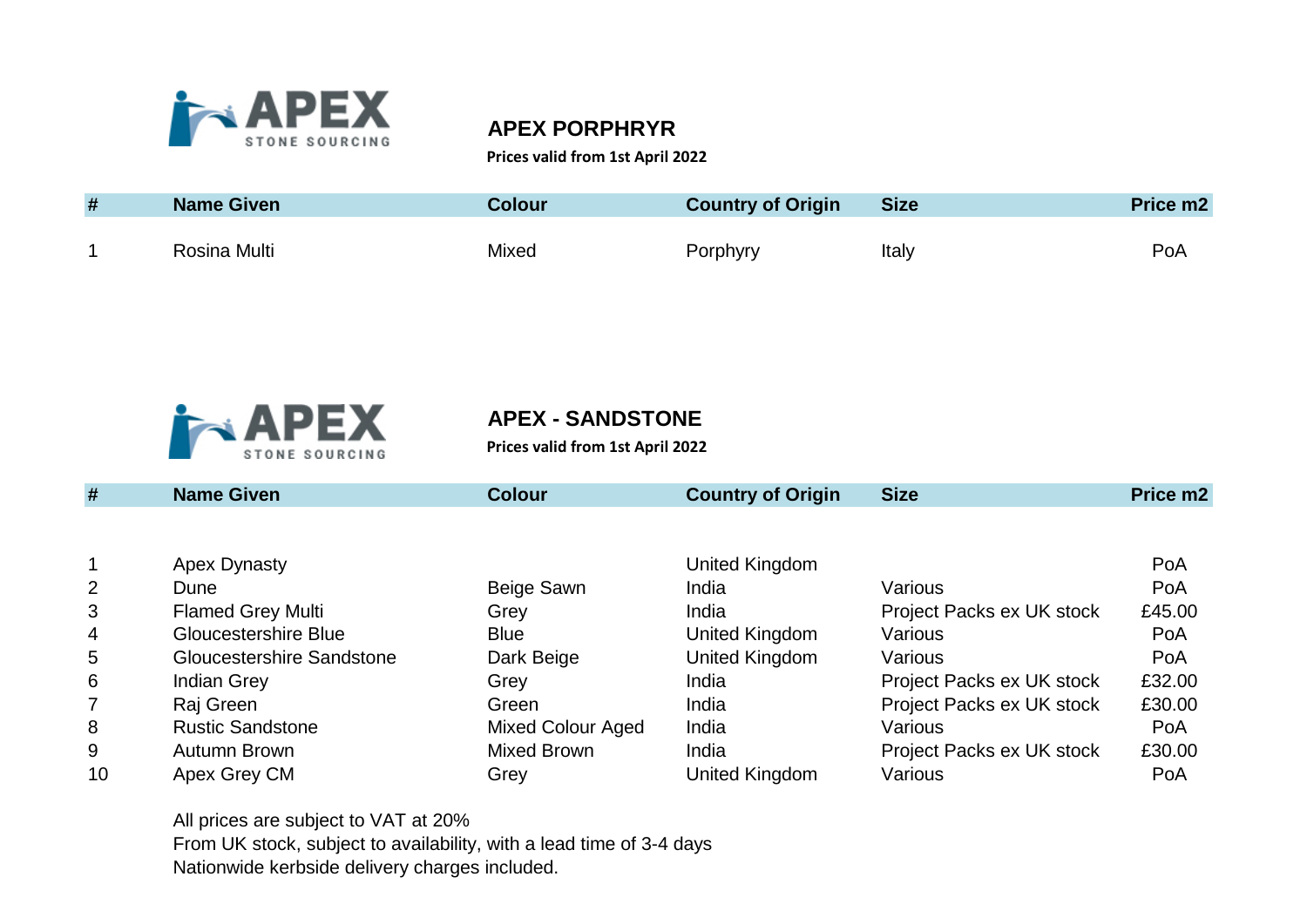APEX STONE SOURCING

## APEX PORPHRYR

**Prices valid from 1st April 2022**

| # | Name Given | Colour | Country of Origin | Size | Price m2 |
|---|---|---|---|---|---|
| 1 | Rosina Multi | Mixed | Porphyry | Italy | PoA |

APEX STONE SOURCING

## APEX - SANDSTONE

**Prices valid from 1st April 2022**

| # | Name Given | Colour | Country of Origin | Size | Price m2 |
|---|---|---|---|---|---|
| 1 | Apex Dynasty | | United Kingdom | | PoA |
| 2 | Dune | Beige Sawn | India | Various | PoA |
| 3 | Flamed Grey Multi | Grey | India | Project Packs ex UK stock | £45.00 |
| 4 | Gloucestershire Blue | Blue | United Kingdom | Various | PoA |
| 5 | Gloucestershire Sandstone | Dark Beige | United Kingdom | Various | PoA |
| 6 | Indian Grey | Grey | India | Project Packs ex UK stock | £32.00 |
| 7 | Raj Green | Green | India | Project Packs ex UK stock | £30.00 |
| 8 | Rustic Sandstone | Mixed Colour Aged | India | Various | PoA |
| 9 | Autumn Brown | Mixed Brown | India | Project Packs ex UK stock | £30.00 |
| 10 | Apex Grey CM | Grey | United Kingdom | Various | PoA |

All prices are subject to VAT at 20%
From UK stock, subject to availability, with a lead time of 3-4 days
Nationwide kerbside delivery charges included.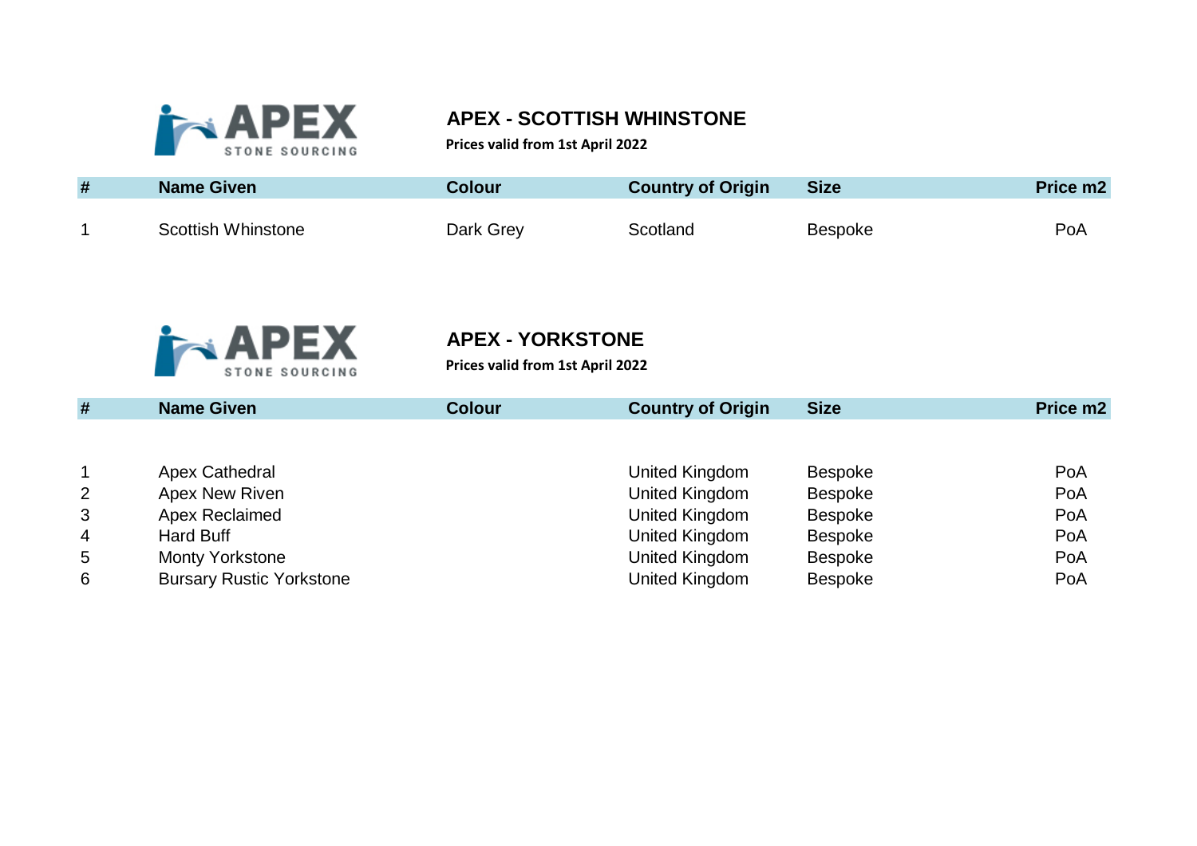## APEX - SCOTTISH WHINSTONE

**Prices valid from 1st April 2022**

| # | Name Given | Colour | Country of Origin | Size | Price m2 |
|---|---|---|---|---|---|
| 1 | Scottish Whinstone | Dark Grey | Scotland | Bespoke | PoA |

## APEX - YORKSTONE

**Prices valid from 1st April 2022**

| # | Name Given | Colour | Country of Origin | Size | Price m2 |
|---|---|---|---|---|---|
| 1 | Apex Cathedral | | United Kingdom | Bespoke | PoA |
| 2 | Apex New Riven | | United Kingdom | Bespoke | PoA |
| 3 | Apex Reclaimed | | United Kingdom | Bespoke | PoA |
| 4 | Hard Buff | | United Kingdom | Bespoke | PoA |
| 5 | Monty Yorkstone | | United Kingdom | Bespoke | PoA |
| 6 | Bursary Rustic Yorkstone | | United Kingdom | Bespoke | PoA |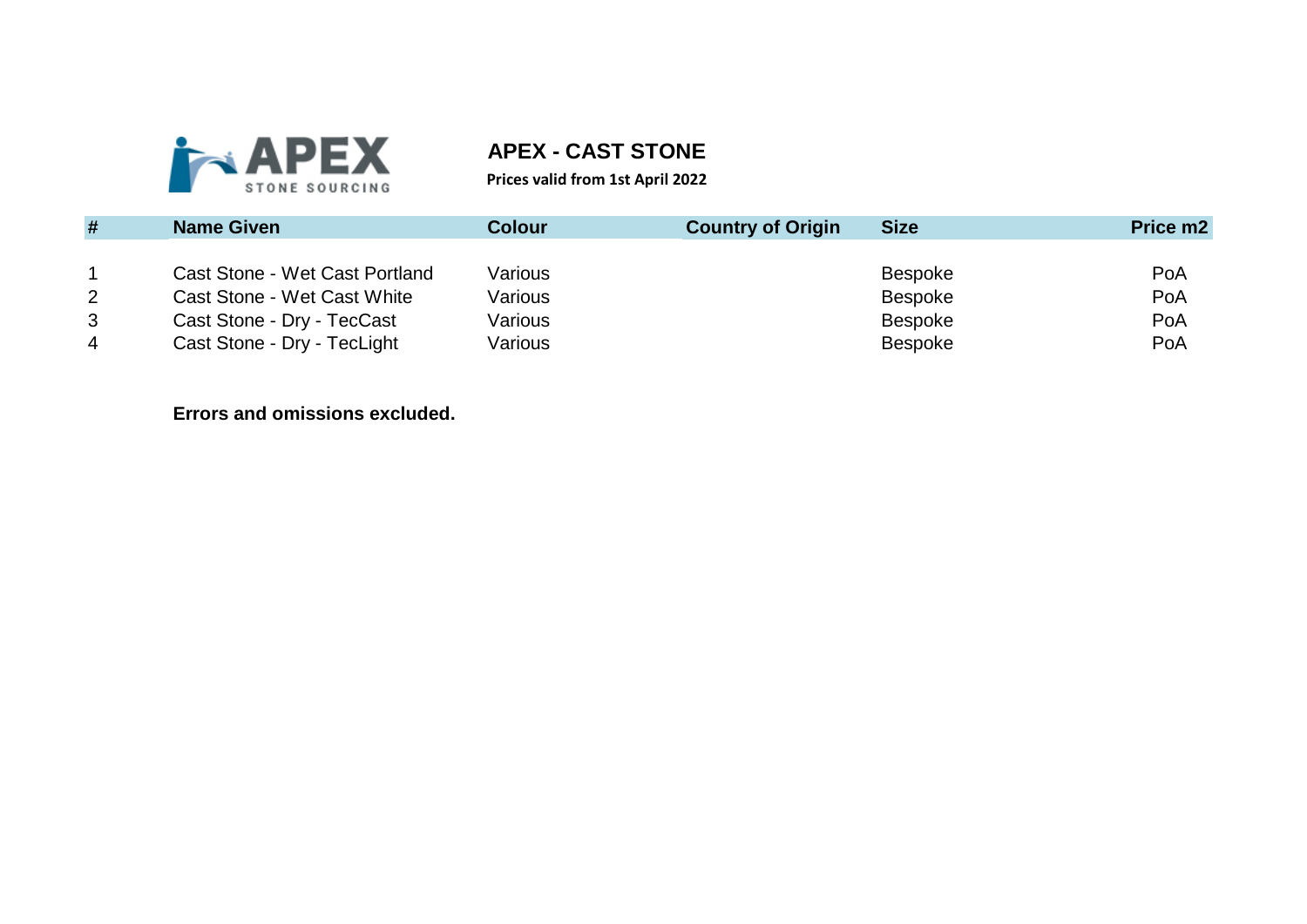# APEX - CAST STONE

**Prices valid from 1st April 2022**

| # | Name Given | Colour | Country of Origin | Size | Price m2 |
|---|---|---|---|---|---|
| 1 | Cast Stone - Wet Cast Portland | Various | | Bespoke | PoA |
| 2 | Cast Stone - Wet Cast White | Various | | Bespoke | PoA |
| 3 | Cast Stone - Dry - TecCast | Various | | Bespoke | PoA |
| 4 | Cast Stone - Dry - TecLight | Various | | Bespoke | PoA |

**Errors and omissions excluded.**